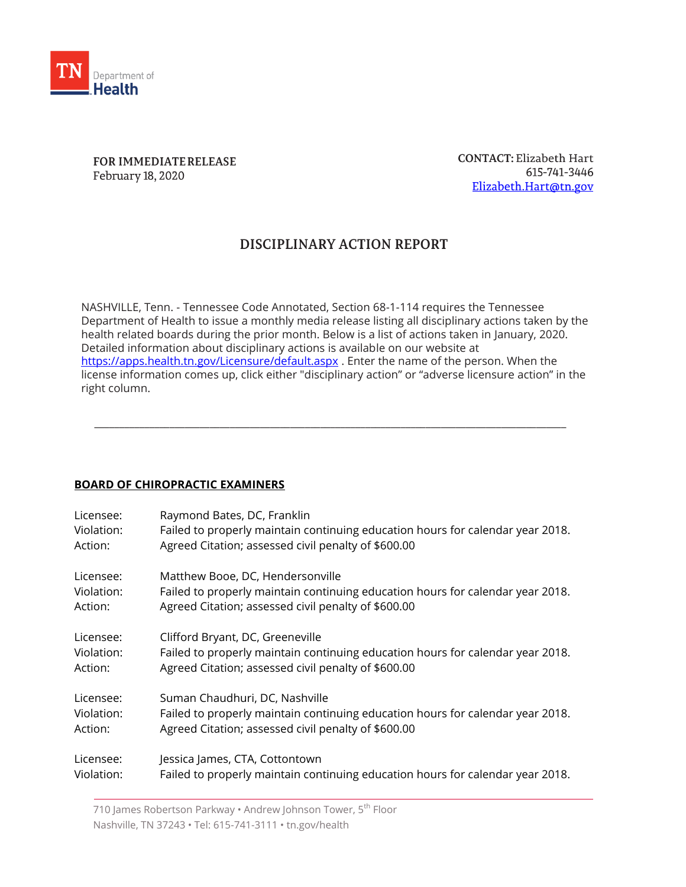TN Department of Health

**FOR IMMEDIATE RELEASE**
February 18, 2020

**CONTACT:** Elizabeth Hart
615-741-3446
Elizabeth.Hart@tn.gov

# DISCIPLINARY ACTION REPORT

NASHVILLE, Tenn. - Tennessee Code Annotated, Section 68-1-114 requires the Tennessee Department of Health to issue a monthly media release listing all disciplinary actions taken by the health related boards during the prior month. Below is a list of actions taken in January, 2020. Detailed information about disciplinary actions is available on our website at https://apps.health.tn.gov/Licensure/default.aspx . Enter the name of the person. When the license information comes up, click either "disciplinary action" or "adverse licensure action" in the right column.

---

## BOARD OF CHIROPRACTIC EXAMINERS

Licensee: Raymond Bates, DC, Franklin
Violation: Failed to properly maintain continuing education hours for calendar year 2018.
Action: Agreed Citation; assessed civil penalty of $600.00

Licensee: Matthew Booe, DC, Hendersonville
Violation: Failed to properly maintain continuing education hours for calendar year 2018.
Action: Agreed Citation; assessed civil penalty of $600.00

Licensee: Clifford Bryant, DC, Greeneville
Violation: Failed to properly maintain continuing education hours for calendar year 2018.
Action: Agreed Citation; assessed civil penalty of $600.00

Licensee: Suman Chaudhuri, DC, Nashville
Violation: Failed to properly maintain continuing education hours for calendar year 2018.
Action: Agreed Citation; assessed civil penalty of $600.00

Licensee: Jessica James, CTA, Cottontown
Violation: Failed to properly maintain continuing education hours for calendar year 2018.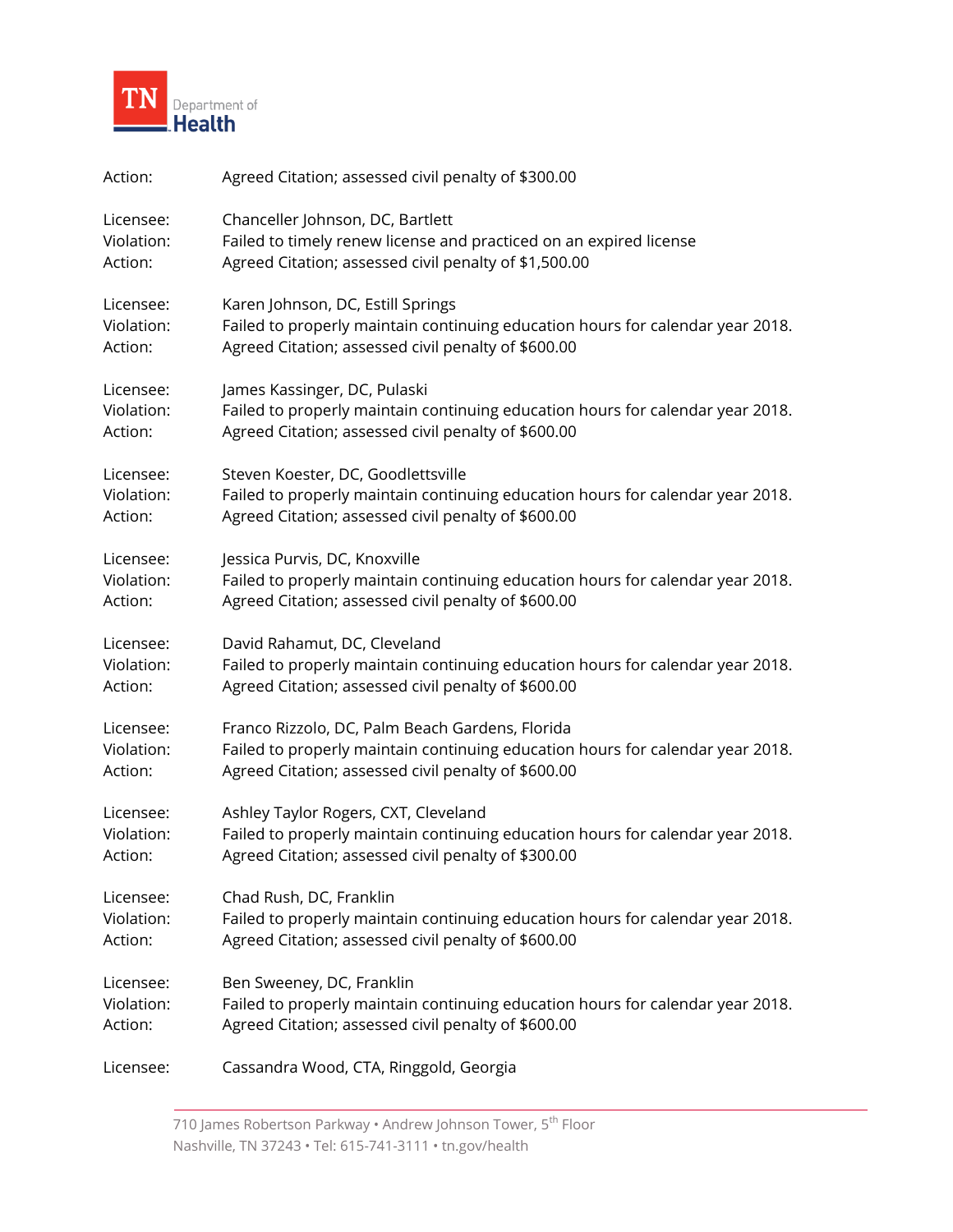Action: Agreed Citation; assessed civil penalty of $300.00

Licensee: Chanceller Johnson, DC, Bartlett
Violation: Failed to timely renew license and practiced on an expired license
Action: Agreed Citation; assessed civil penalty of $1,500.00

Licensee: Karen Johnson, DC, Estill Springs
Violation: Failed to properly maintain continuing education hours for calendar year 2018.
Action: Agreed Citation; assessed civil penalty of $600.00

Licensee: James Kassinger, DC, Pulaski
Violation: Failed to properly maintain continuing education hours for calendar year 2018.
Action: Agreed Citation; assessed civil penalty of $600.00

Licensee: Steven Koester, DC, Goodlettsville
Violation: Failed to properly maintain continuing education hours for calendar year 2018.
Action: Agreed Citation; assessed civil penalty of $600.00

Licensee: Jessica Purvis, DC, Knoxville
Violation: Failed to properly maintain continuing education hours for calendar year 2018.
Action: Agreed Citation; assessed civil penalty of $600.00

Licensee: David Rahamut, DC, Cleveland
Violation: Failed to properly maintain continuing education hours for calendar year 2018.
Action: Agreed Citation; assessed civil penalty of $600.00

Licensee: Franco Rizzolo, DC, Palm Beach Gardens, Florida
Violation: Failed to properly maintain continuing education hours for calendar year 2018.
Action: Agreed Citation; assessed civil penalty of $600.00

Licensee: Ashley Taylor Rogers, CXT, Cleveland
Violation: Failed to properly maintain continuing education hours for calendar year 2018.
Action: Agreed Citation; assessed civil penalty of $300.00

Licensee: Chad Rush, DC, Franklin
Violation: Failed to properly maintain continuing education hours for calendar year 2018.
Action: Agreed Citation; assessed civil penalty of $600.00

Licensee: Ben Sweeney, DC, Franklin
Violation: Failed to properly maintain continuing education hours for calendar year 2018.
Action: Agreed Citation; assessed civil penalty of $600.00

Licensee: Cassandra Wood, CTA, Ringgold, Georgia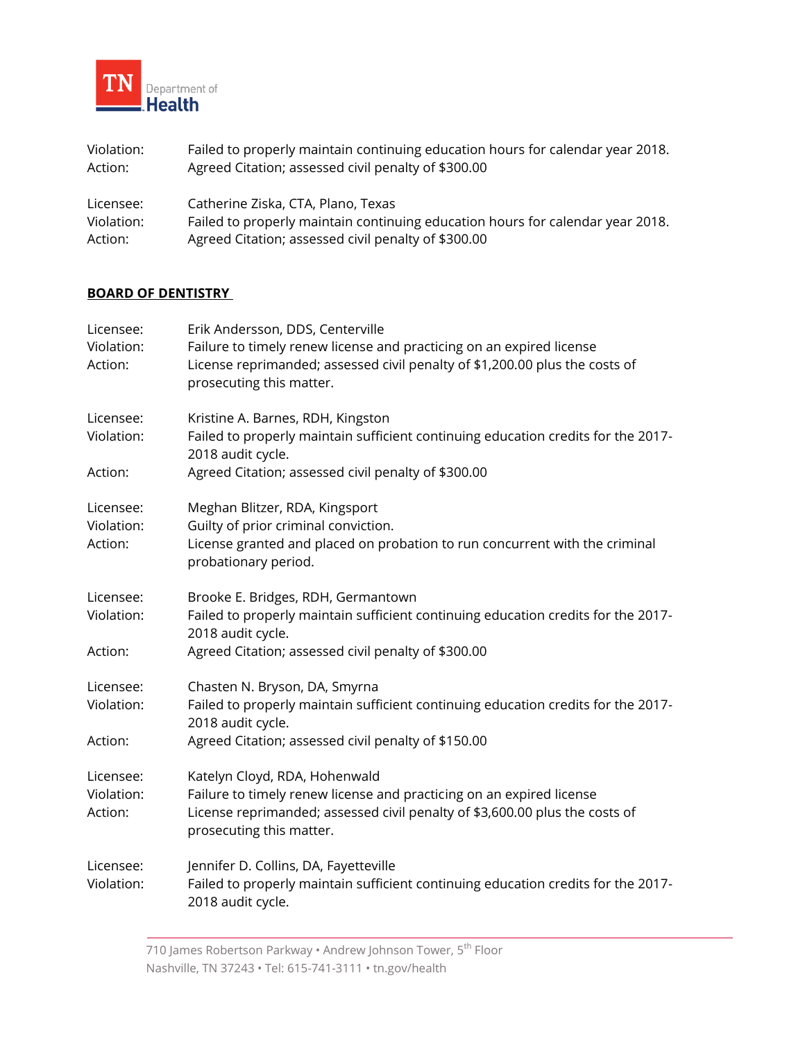Violation: Failed to properly maintain continuing education hours for calendar year 2018.
Action: Agreed Citation; assessed civil penalty of $300.00

Licensee: Catherine Ziska, CTA, Plano, Texas
Violation: Failed to properly maintain continuing education hours for calendar year 2018.
Action: Agreed Citation; assessed civil penalty of $300.00

**BOARD OF DENTISTRY**

Licensee: Erik Andersson, DDS, Centerville
Violation: Failure to timely renew license and practicing on an expired license
Action: License reprimanded; assessed civil penalty of $1,200.00 plus the costs of prosecuting this matter.

Licensee: Kristine A. Barnes, RDH, Kingston
Violation: Failed to properly maintain sufficient continuing education credits for the 2017-2018 audit cycle.
Action: Agreed Citation; assessed civil penalty of $300.00

Licensee: Meghan Blitzer, RDA, Kingsport
Violation: Guilty of prior criminal conviction.
Action: License granted and placed on probation to run concurrent with the criminal probationary period.

Licensee: Brooke E. Bridges, RDH, Germantown
Violation: Failed to properly maintain sufficient continuing education credits for the 2017-2018 audit cycle.
Action: Agreed Citation; assessed civil penalty of $300.00

Licensee: Chasten N. Bryson, DA, Smyrna
Violation: Failed to properly maintain sufficient continuing education credits for the 2017-2018 audit cycle.
Action: Agreed Citation; assessed civil penalty of $150.00

Licensee: Katelyn Cloyd, RDA, Hohenwald
Violation: Failure to timely renew license and practicing on an expired license
Action: License reprimanded; assessed civil penalty of $3,600.00 plus the costs of prosecuting this matter.

Licensee: Jennifer D. Collins, DA, Fayetteville
Violation: Failed to properly maintain sufficient continuing education credits for the 2017-2018 audit cycle.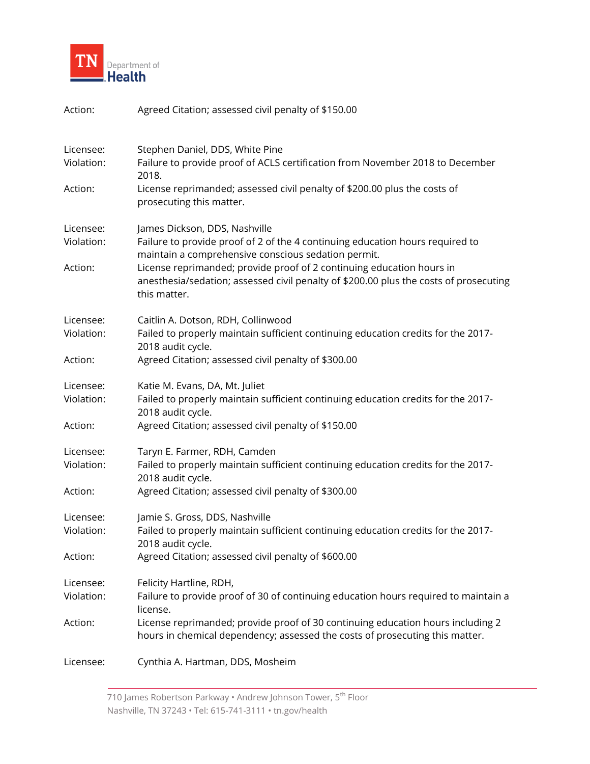Action: Agreed Citation; assessed civil penalty of $150.00

Licensee: Stephen Daniel, DDS, White Pine
Violation: Failure to provide proof of ACLS certification from November 2018 to December 2018.
Action: License reprimanded; assessed civil penalty of $200.00 plus the costs of prosecuting this matter.

Licensee: James Dickson, DDS, Nashville
Violation: Failure to provide proof of 2 of the 4 continuing education hours required to maintain a comprehensive conscious sedation permit.
Action: License reprimanded; provide proof of 2 continuing education hours in anesthesia/sedation; assessed civil penalty of $200.00 plus the costs of prosecuting this matter.

Licensee: Caitlin A. Dotson, RDH, Collinwood
Violation: Failed to properly maintain sufficient continuing education credits for the 2017-2018 audit cycle.
Action: Agreed Citation; assessed civil penalty of $300.00

Licensee: Katie M. Evans, DA, Mt. Juliet
Violation: Failed to properly maintain sufficient continuing education credits for the 2017-2018 audit cycle.
Action: Agreed Citation; assessed civil penalty of $150.00

Licensee: Taryn E. Farmer, RDH, Camden
Violation: Failed to properly maintain sufficient continuing education credits for the 2017-2018 audit cycle.
Action: Agreed Citation; assessed civil penalty of $300.00

Licensee: Jamie S. Gross, DDS, Nashville
Violation: Failed to properly maintain sufficient continuing education credits for the 2017-2018 audit cycle.
Action: Agreed Citation; assessed civil penalty of $600.00

Licensee: Felicity Hartline, RDH,
Violation: Failure to provide proof of 30 of continuing education hours required to maintain a license.
Action: License reprimanded; provide proof of 30 continuing education hours including 2 hours in chemical dependency; assessed the costs of prosecuting this matter.

Licensee: Cynthia A. Hartman, DDS, Mosheim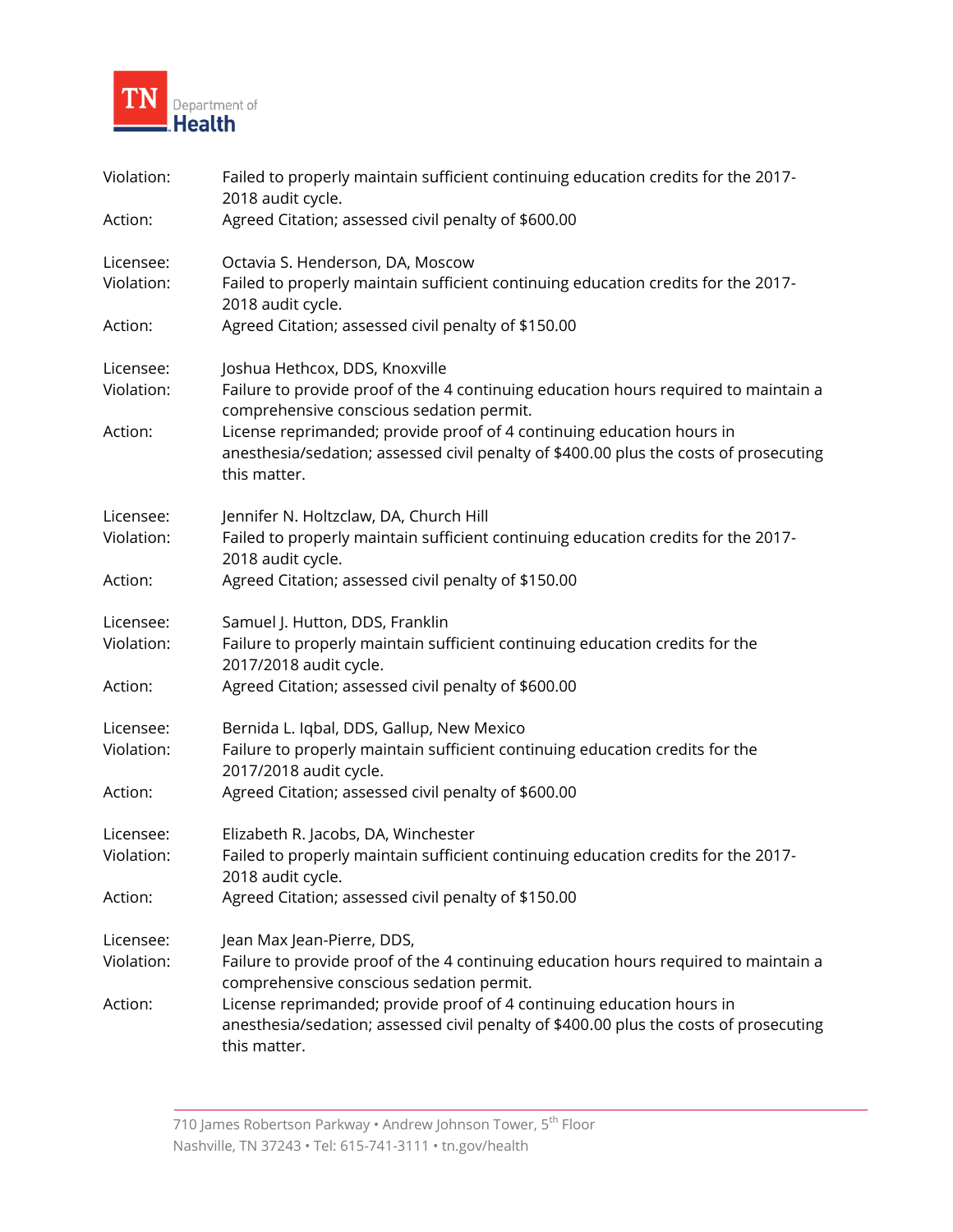Violation: Failed to properly maintain sufficient continuing education credits for the 2017-2018 audit cycle.
Action: Agreed Citation; assessed civil penalty of $600.00

Licensee: Octavia S. Henderson, DA, Moscow
Violation: Failed to properly maintain sufficient continuing education credits for the 2017-2018 audit cycle.
Action: Agreed Citation; assessed civil penalty of $150.00

Licensee: Joshua Hethcox, DDS, Knoxville
Violation: Failure to provide proof of the 4 continuing education hours required to maintain a comprehensive conscious sedation permit.
Action: License reprimanded; provide proof of 4 continuing education hours in anesthesia/sedation; assessed civil penalty of $400.00 plus the costs of prosecuting this matter.

Licensee: Jennifer N. Holtzclaw, DA, Church Hill
Violation: Failed to properly maintain sufficient continuing education credits for the 2017-2018 audit cycle.
Action: Agreed Citation; assessed civil penalty of $150.00

Licensee: Samuel J. Hutton, DDS, Franklin
Violation: Failure to properly maintain sufficient continuing education credits for the 2017/2018 audit cycle.
Action: Agreed Citation; assessed civil penalty of $600.00

Licensee: Bernida L. Iqbal, DDS, Gallup, New Mexico
Violation: Failure to properly maintain sufficient continuing education credits for the 2017/2018 audit cycle.
Action: Agreed Citation; assessed civil penalty of $600.00

Licensee: Elizabeth R. Jacobs, DA, Winchester
Violation: Failed to properly maintain sufficient continuing education credits for the 2017-2018 audit cycle.
Action: Agreed Citation; assessed civil penalty of $150.00

Licensee: Jean Max Jean-Pierre, DDS,
Violation: Failure to provide proof of the 4 continuing education hours required to maintain a comprehensive conscious sedation permit.
Action: License reprimanded; provide proof of 4 continuing education hours in anesthesia/sedation; assessed civil penalty of $400.00 plus the costs of prosecuting this matter.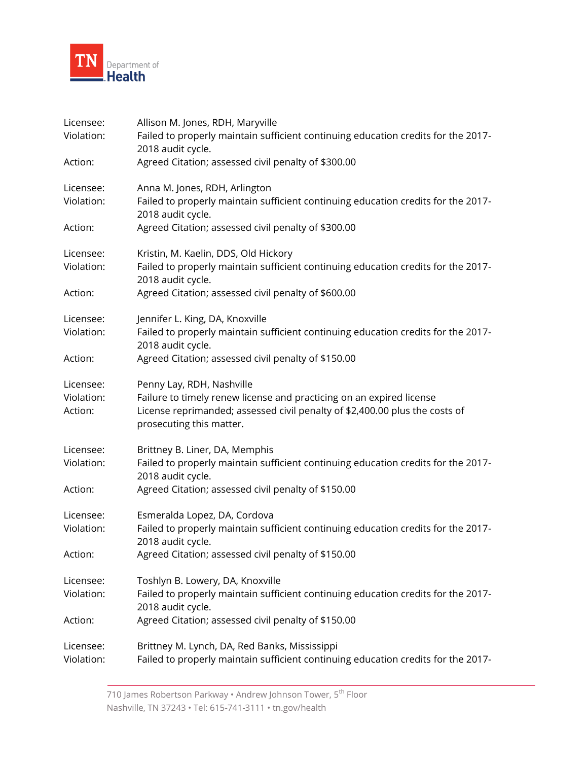Licensee: Allison M. Jones, RDH, Maryville
Violation: Failed to properly maintain sufficient continuing education credits for the 2017-2018 audit cycle.
Action: Agreed Citation; assessed civil penalty of $300.00

Licensee: Anna M. Jones, RDH, Arlington
Violation: Failed to properly maintain sufficient continuing education credits for the 2017-2018 audit cycle.
Action: Agreed Citation; assessed civil penalty of $300.00

Licensee: Kristin, M. Kaelin, DDS, Old Hickory
Violation: Failed to properly maintain sufficient continuing education credits for the 2017-2018 audit cycle.
Action: Agreed Citation; assessed civil penalty of $600.00

Licensee: Jennifer L. King, DA, Knoxville
Violation: Failed to properly maintain sufficient continuing education credits for the 2017-2018 audit cycle.
Action: Agreed Citation; assessed civil penalty of $150.00

Licensee: Penny Lay, RDH, Nashville
Violation: Failure to timely renew license and practicing on an expired license
Action: License reprimanded; assessed civil penalty of $2,400.00 plus the costs of prosecuting this matter.

Licensee: Brittney B. Liner, DA, Memphis
Violation: Failed to properly maintain sufficient continuing education credits for the 2017-2018 audit cycle.
Action: Agreed Citation; assessed civil penalty of $150.00

Licensee: Esmeralda Lopez, DA, Cordova
Violation: Failed to properly maintain sufficient continuing education credits for the 2017-2018 audit cycle.
Action: Agreed Citation; assessed civil penalty of $150.00

Licensee: Toshlyn B. Lowery, DA, Knoxville
Violation: Failed to properly maintain sufficient continuing education credits for the 2017-2018 audit cycle.
Action: Agreed Citation; assessed civil penalty of $150.00

Licensee: Brittney M. Lynch, DA, Red Banks, Mississippi
Violation: Failed to properly maintain sufficient continuing education credits for the 2017-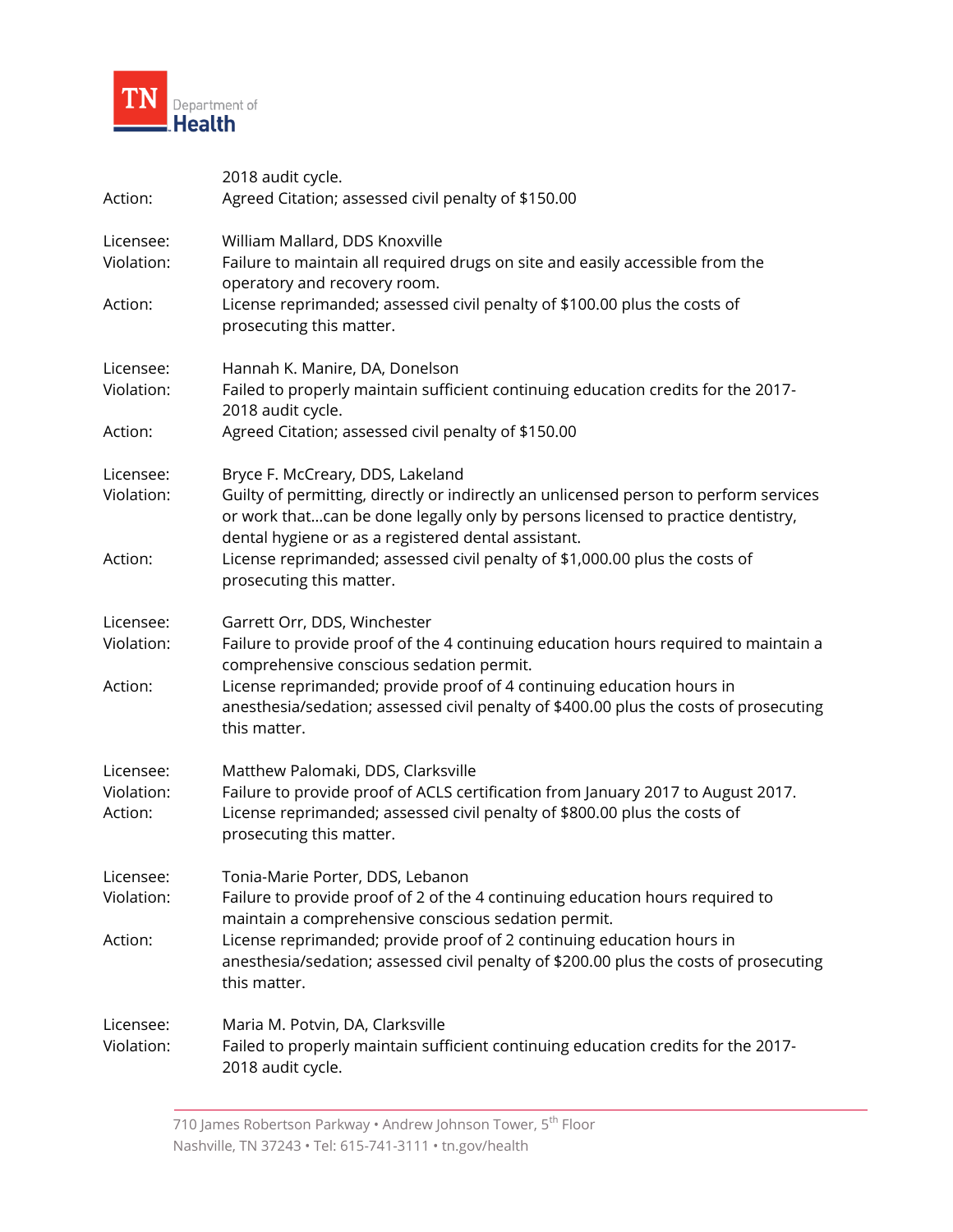| | |
|---|---|
| | 2018 audit cycle. |
| Action: | Agreed Citation; assessed civil penalty of $150.00 |
| Licensee: | William Mallard, DDS Knoxville |
| Violation: | Failure to maintain all required drugs on site and easily accessible from the operatory and recovery room. |
| Action: | License reprimanded; assessed civil penalty of $100.00 plus the costs of prosecuting this matter. |
| Licensee: | Hannah K. Manire, DA, Donelson |
| Violation: | Failed to properly maintain sufficient continuing education credits for the 2017-2018 audit cycle. |
| Action: | Agreed Citation; assessed civil penalty of $150.00 |
| Licensee: | Bryce F. McCreary, DDS, Lakeland |
| Violation: | Guilty of permitting, directly or indirectly an unlicensed person to perform services or work that…can be done legally only by persons licensed to practice dentistry, dental hygiene or as a registered dental assistant. |
| Action: | License reprimanded; assessed civil penalty of $1,000.00 plus the costs of prosecuting this matter. |
| Licensee: | Garrett Orr, DDS, Winchester |
| Violation: | Failure to provide proof of the 4 continuing education hours required to maintain a comprehensive conscious sedation permit. |
| Action: | License reprimanded; provide proof of 4 continuing education hours in anesthesia/sedation; assessed civil penalty of $400.00 plus the costs of prosecuting this matter. |
| Licensee: | Matthew Palomaki, DDS, Clarksville |
| Violation: | Failure to provide proof of ACLS certification from January 2017 to August 2017. |
| Action: | License reprimanded; assessed civil penalty of $800.00 plus the costs of prosecuting this matter. |
| Licensee: | Tonia-Marie Porter, DDS, Lebanon |
| Violation: | Failure to provide proof of 2 of the 4 continuing education hours required to maintain a comprehensive conscious sedation permit. |
| Action: | License reprimanded; provide proof of 2 continuing education hours in anesthesia/sedation; assessed civil penalty of $200.00 plus the costs of prosecuting this matter. |
| Licensee: | Maria M. Potvin, DA, Clarksville |
| Violation: | Failed to properly maintain sufficient continuing education credits for the 2017-2018 audit cycle. |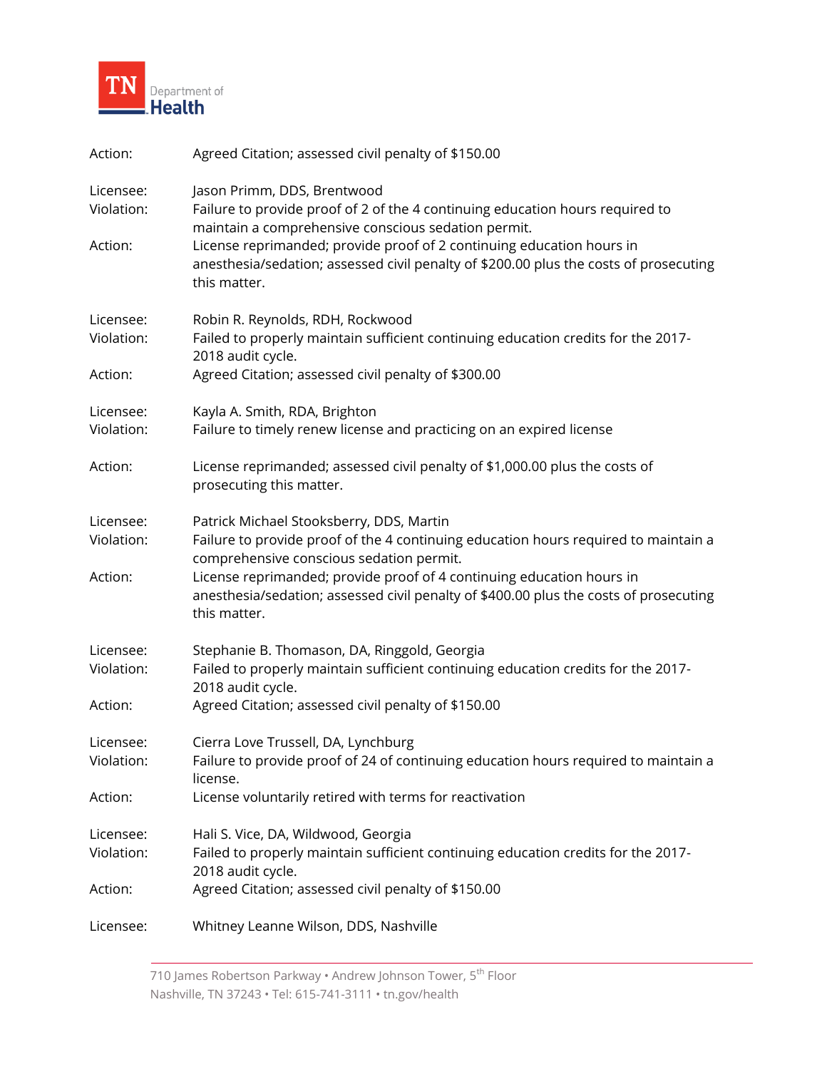Action: Agreed Citation; assessed civil penalty of $150.00

Licensee: Jason Primm, DDS, Brentwood
Violation: Failure to provide proof of 2 of the 4 continuing education hours required to maintain a comprehensive conscious sedation permit.
Action: License reprimanded; provide proof of 2 continuing education hours in anesthesia/sedation; assessed civil penalty of $200.00 plus the costs of prosecuting this matter.

Licensee: Robin R. Reynolds, RDH, Rockwood
Violation: Failed to properly maintain sufficient continuing education credits for the 2017-2018 audit cycle.
Action: Agreed Citation; assessed civil penalty of $300.00

Licensee: Kayla A. Smith, RDA, Brighton
Violation: Failure to timely renew license and practicing on an expired license

Action: License reprimanded; assessed civil penalty of $1,000.00 plus the costs of prosecuting this matter.

Licensee: Patrick Michael Stooksberry, DDS, Martin
Violation: Failure to provide proof of the 4 continuing education hours required to maintain a comprehensive conscious sedation permit.
Action: License reprimanded; provide proof of 4 continuing education hours in anesthesia/sedation; assessed civil penalty of $400.00 plus the costs of prosecuting this matter.

Licensee: Stephanie B. Thomason, DA, Ringgold, Georgia
Violation: Failed to properly maintain sufficient continuing education credits for the 2017-2018 audit cycle.
Action: Agreed Citation; assessed civil penalty of $150.00

Licensee: Cierra Love Trussell, DA, Lynchburg
Violation: Failure to provide proof of 24 of continuing education hours required to maintain a license.
Action: License voluntarily retired with terms for reactivation

Licensee: Hali S. Vice, DA, Wildwood, Georgia
Violation: Failed to properly maintain sufficient continuing education credits for the 2017-2018 audit cycle.
Action: Agreed Citation; assessed civil penalty of $150.00

Licensee: Whitney Leanne Wilson, DDS, Nashville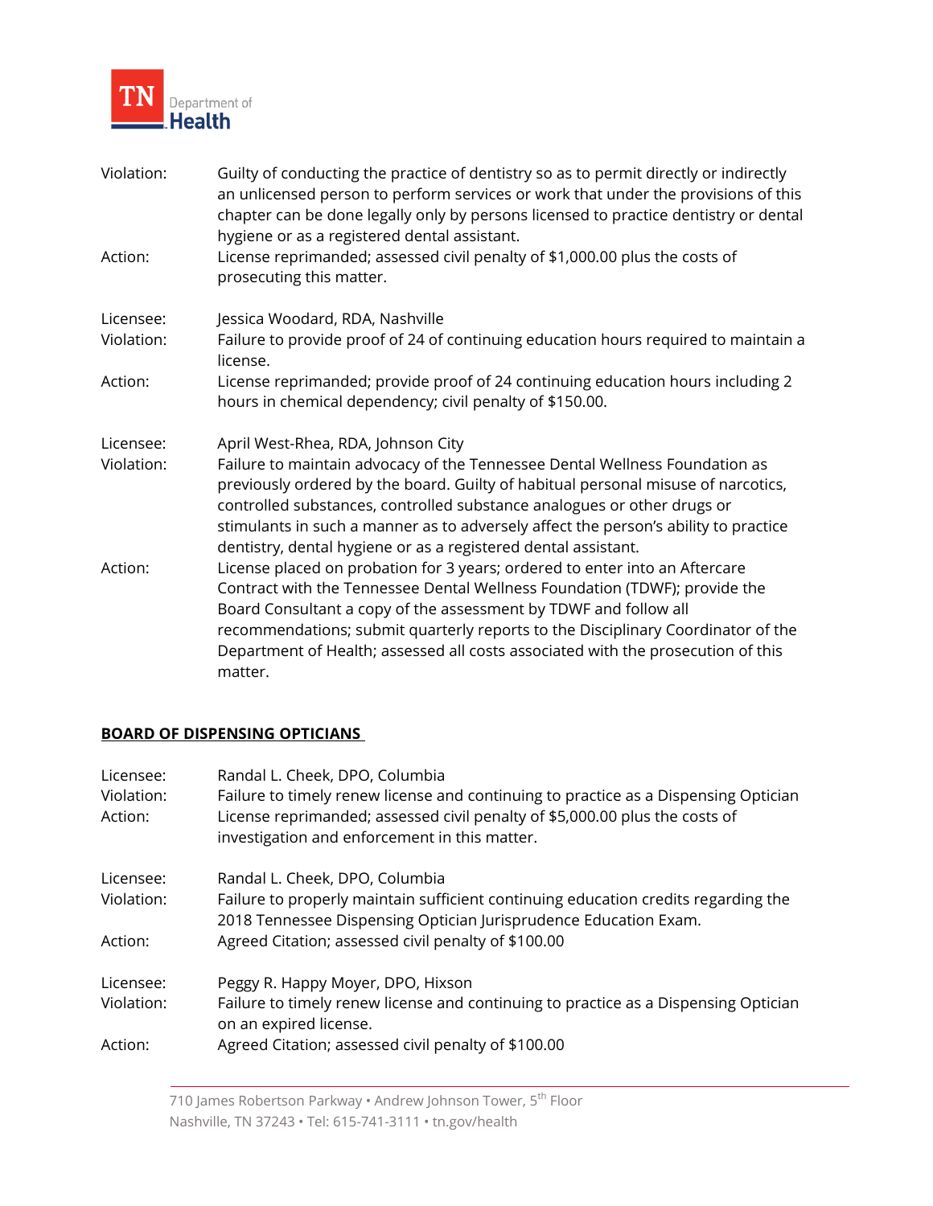Violation: Guilty of conducting the practice of dentistry so as to permit directly or indirectly an unlicensed person to perform services or work that under the provisions of this chapter can be done legally only by persons licensed to practice dentistry or dental hygiene or as a registered dental assistant.
Action: License reprimanded; assessed civil penalty of $1,000.00 plus the costs of prosecuting this matter.

Licensee: Jessica Woodard, RDA, Nashville
Violation: Failure to provide proof of 24 of continuing education hours required to maintain a license.
Action: License reprimanded; provide proof of 24 continuing education hours including 2 hours in chemical dependency; civil penalty of $150.00.

Licensee: April West-Rhea, RDA, Johnson City
Violation: Failure to maintain advocacy of the Tennessee Dental Wellness Foundation as previously ordered by the board. Guilty of habitual personal misuse of narcotics, controlled substances, controlled substance analogues or other drugs or stimulants in such a manner as to adversely affect the person's ability to practice dentistry, dental hygiene or as a registered dental assistant.
Action: License placed on probation for 3 years; ordered to enter into an Aftercare Contract with the Tennessee Dental Wellness Foundation (TDWF); provide the Board Consultant a copy of the assessment by TDWF and follow all recommendations; submit quarterly reports to the Disciplinary Coordinator of the Department of Health; assessed all costs associated with the prosecution of this matter.

**BOARD OF DISPENSING OPTICIANS**

Licensee: Randal L. Cheek, DPO, Columbia
Violation: Failure to timely renew license and continuing to practice as a Dispensing Optician
Action: License reprimanded; assessed civil penalty of $5,000.00 plus the costs of investigation and enforcement in this matter.

Licensee: Randal L. Cheek, DPO, Columbia
Violation: Failure to properly maintain sufficient continuing education credits regarding the 2018 Tennessee Dispensing Optician Jurisprudence Education Exam.
Action: Agreed Citation; assessed civil penalty of $100.00

Licensee: Peggy R. Happy Moyer, DPO, Hixson
Violation: Failure to timely renew license and continuing to practice as a Dispensing Optician on an expired license.
Action: Agreed Citation; assessed civil penalty of $100.00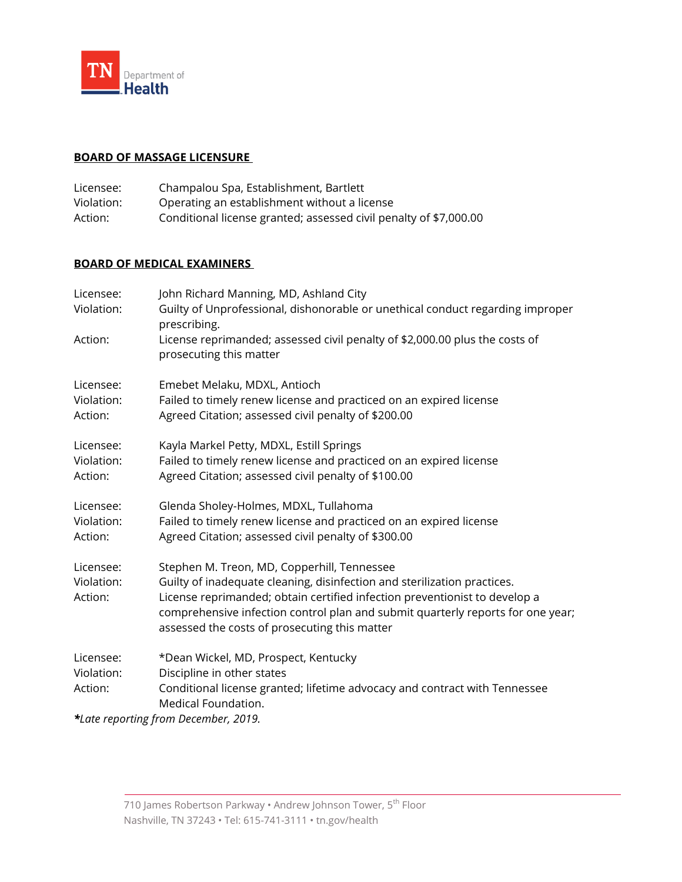## BOARD OF MASSAGE LICENSURE

Licensee: Champalou Spa, Establishment, Bartlett
Violation: Operating an establishment without a license
Action: Conditional license granted; assessed civil penalty of $7,000.00

## BOARD OF MEDICAL EXAMINERS

Licensee: John Richard Manning, MD, Ashland City
Violation: Guilty of Unprofessional, dishonorable or unethical conduct regarding improper prescribing.
Action: License reprimanded; assessed civil penalty of $2,000.00 plus the costs of prosecuting this matter

Licensee: Emebet Melaku, MDXL, Antioch
Violation: Failed to timely renew license and practiced on an expired license
Action: Agreed Citation; assessed civil penalty of $200.00

Licensee: Kayla Markel Petty, MDXL, Estill Springs
Violation: Failed to timely renew license and practiced on an expired license
Action: Agreed Citation; assessed civil penalty of $100.00

Licensee: Glenda Sholey-Holmes, MDXL, Tullahoma
Violation: Failed to timely renew license and practiced on an expired license
Action: Agreed Citation; assessed civil penalty of $300.00

Licensee: Stephen M. Treon, MD, Copperhill, Tennessee
Violation: Guilty of inadequate cleaning, disinfection and sterilization practices.
Action: License reprimanded; obtain certified infection preventionist to develop a comprehensive infection control plan and submit quarterly reports for one year; assessed the costs of prosecuting this matter

Licensee: *Dean Wickel, MD, Prospect, Kentucky
Violation: Discipline in other states
Action: Conditional license granted; lifetime advocacy and contract with Tennessee Medical Foundation.

****Late reporting from December, 2019.***

710 James Robertson Parkway • Andrew Johnson Tower, 5th Floor
Nashville, TN 37243 • Tel: 615-741-3111 • tn.gov/health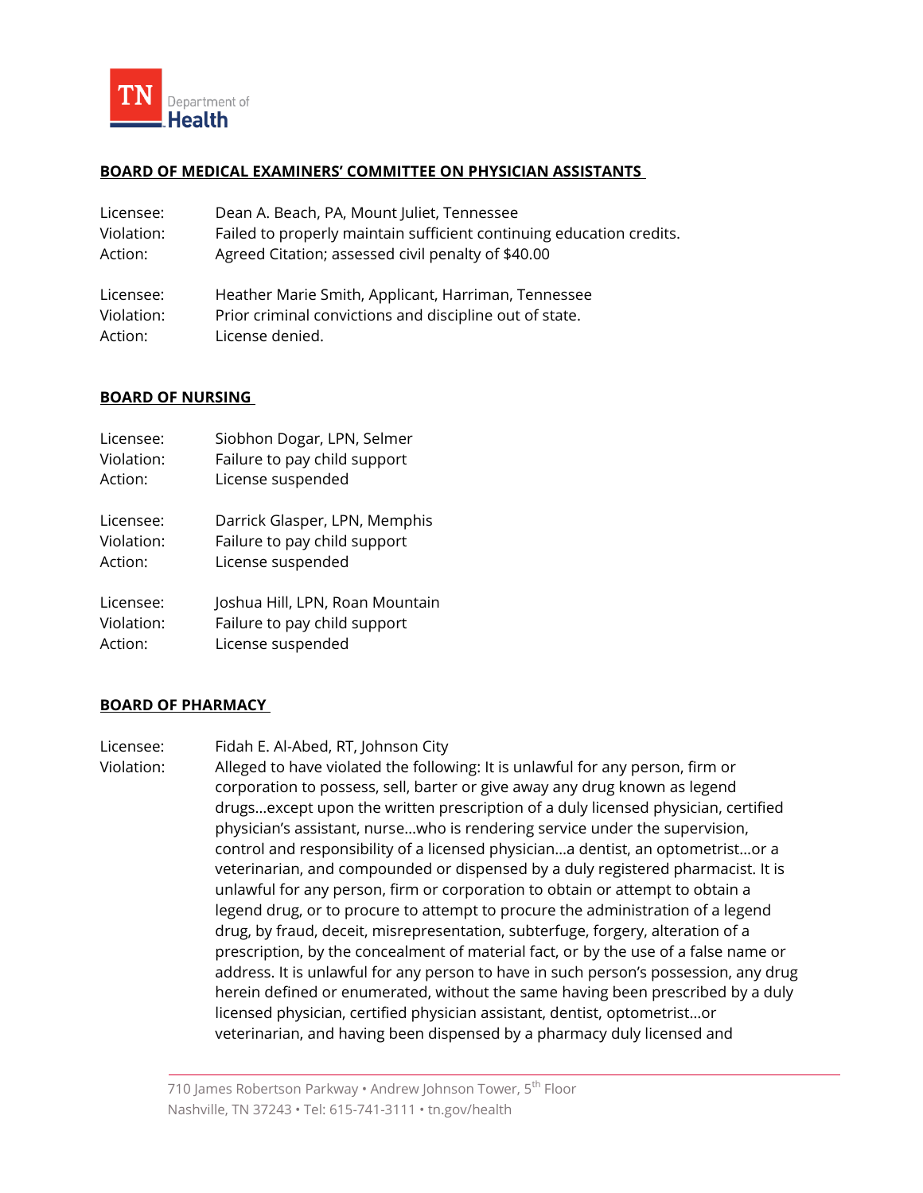**BOARD OF MEDICAL EXAMINERS' COMMITTEE ON PHYSICIAN ASSISTANTS**

Licensee: Dean A. Beach, PA, Mount Juliet, Tennessee
Violation: Failed to properly maintain sufficient continuing education credits.
Action: Agreed Citation; assessed civil penalty of $40.00

Licensee: Heather Marie Smith, Applicant, Harriman, Tennessee
Violation: Prior criminal convictions and discipline out of state.
Action: License denied.

**BOARD OF NURSING**

Licensee: Siobhon Dogar, LPN, Selmer
Violation: Failure to pay child support
Action: License suspended

Licensee: Darrick Glasper, LPN, Memphis
Violation: Failure to pay child support
Action: License suspended

Licensee: Joshua Hill, LPN, Roan Mountain
Violation: Failure to pay child support
Action: License suspended

**BOARD OF PHARMACY**

Licensee: Fidah E. Al-Abed, RT, Johnson City
Violation: Alleged to have violated the following: It is unlawful for any person, firm or corporation to possess, sell, barter or give away any drug known as legend drugs…except upon the written prescription of a duly licensed physician, certified physician's assistant, nurse…who is rendering service under the supervision, control and responsibility of a licensed physician…a dentist, an optometrist…or a veterinarian, and compounded or dispensed by a duly registered pharmacist. It is unlawful for any person, firm or corporation to obtain or attempt to obtain a legend drug, or to procure to attempt to procure the administration of a legend drug, by fraud, deceit, misrepresentation, subterfuge, forgery, alteration of a prescription, by the concealment of material fact, or by the use of a false name or address. It is unlawful for any person to have in such person's possession, any drug herein defined or enumerated, without the same having been prescribed by a duly licensed physician, certified physician assistant, dentist, optometrist…or veterinarian, and having been dispensed by a pharmacy duly licensed and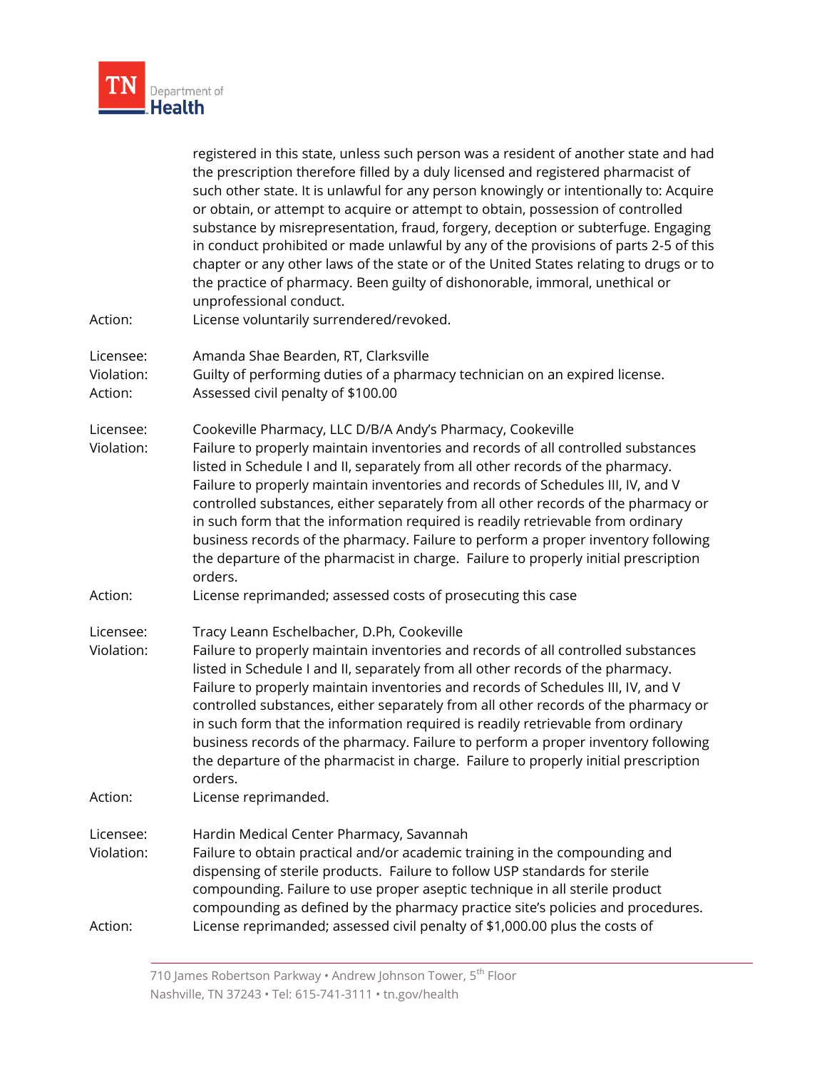registered in this state, unless such person was a resident of another state and had the prescription therefore filled by a duly licensed and registered pharmacist of such other state. It is unlawful for any person knowingly or intentionally to: Acquire or obtain, or attempt to acquire or attempt to obtain, possession of controlled substance by misrepresentation, fraud, forgery, deception or subterfuge. Engaging in conduct prohibited or made unlawful by any of the provisions of parts 2-5 of this chapter or any other laws of the state or of the United States relating to drugs or to the practice of pharmacy. Been guilty of dishonorable, immoral, unethical or unprofessional conduct.

Action: License voluntarily surrendered/revoked.

Licensee: Amanda Shae Bearden, RT, Clarksville
Violation: Guilty of performing duties of a pharmacy technician on an expired license.
Action: Assessed civil penalty of $100.00

Licensee: Cookeville Pharmacy, LLC D/B/A Andy's Pharmacy, Cookeville
Violation: Failure to properly maintain inventories and records of all controlled substances listed in Schedule I and II, separately from all other records of the pharmacy. Failure to properly maintain inventories and records of Schedules III, IV, and V controlled substances, either separately from all other records of the pharmacy or in such form that the information required is readily retrievable from ordinary business records of the pharmacy. Failure to perform a proper inventory following the departure of the pharmacist in charge. Failure to properly initial prescription orders.
Action: License reprimanded; assessed costs of prosecuting this case

Licensee: Tracy Leann Eschelbacher, D.Ph, Cookeville
Violation: Failure to properly maintain inventories and records of all controlled substances listed in Schedule I and II, separately from all other records of the pharmacy. Failure to properly maintain inventories and records of Schedules III, IV, and V controlled substances, either separately from all other records of the pharmacy or in such form that the information required is readily retrievable from ordinary business records of the pharmacy. Failure to perform a proper inventory following the departure of the pharmacist in charge. Failure to properly initial prescription orders.
Action: License reprimanded.

Licensee: Hardin Medical Center Pharmacy, Savannah
Violation: Failure to obtain practical and/or academic training in the compounding and dispensing of sterile products. Failure to follow USP standards for sterile compounding. Failure to use proper aseptic technique in all sterile product compounding as defined by the pharmacy practice site's policies and procedures.
Action: License reprimanded; assessed civil penalty of $1,000.00 plus the costs of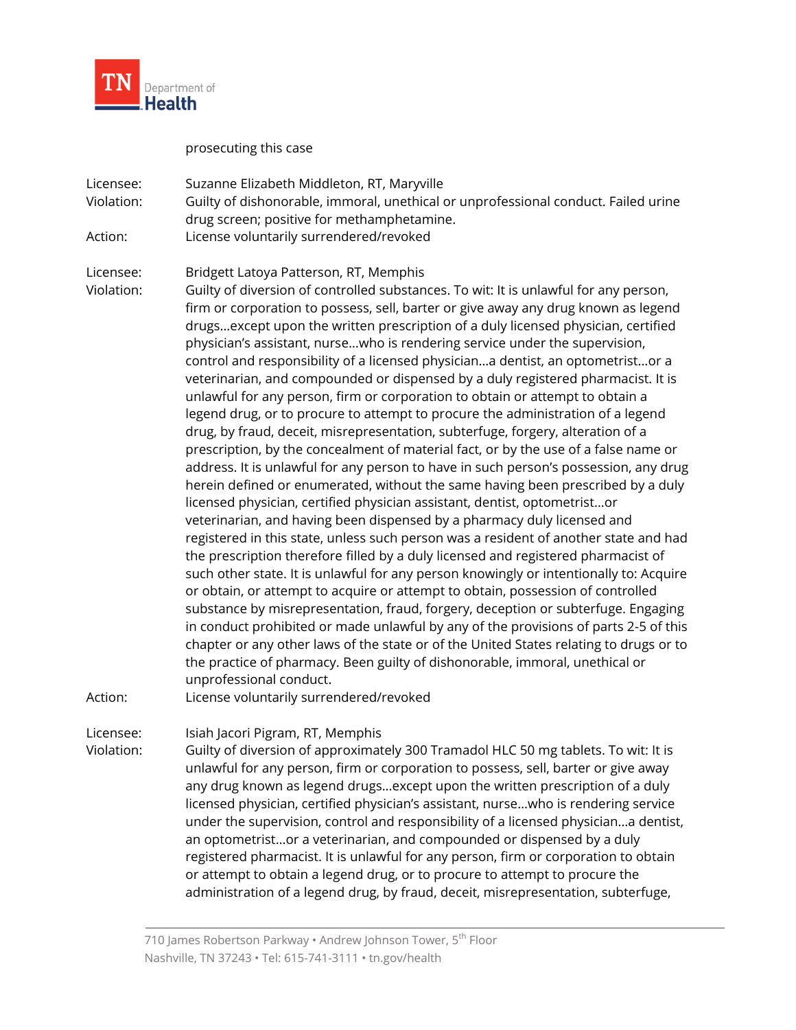prosecuting this case

Licensee: Suzanne Elizabeth Middleton, RT, Maryville
Violation: Guilty of dishonorable, immoral, unethical or unprofessional conduct. Failed urine drug screen; positive for methamphetamine.
Action: License voluntarily surrendered/revoked

Licensee: Bridgett Latoya Patterson, RT, Memphis
Violation: Guilty of diversion of controlled substances. To wit: It is unlawful for any person, firm or corporation to possess, sell, barter or give away any drug known as legend drugs…except upon the written prescription of a duly licensed physician, certified physician's assistant, nurse…who is rendering service under the supervision, control and responsibility of a licensed physician…a dentist, an optometrist…or a veterinarian, and compounded or dispensed by a duly registered pharmacist. It is unlawful for any person, firm or corporation to obtain or attempt to obtain a legend drug, or to procure to attempt to procure the administration of a legend drug, by fraud, deceit, misrepresentation, subterfuge, forgery, alteration of a prescription, by the concealment of material fact, or by the use of a false name or address. It is unlawful for any person to have in such person's possession, any drug herein defined or enumerated, without the same having been prescribed by a duly licensed physician, certified physician assistant, dentist, optometrist…or veterinarian, and having been dispensed by a pharmacy duly licensed and registered in this state, unless such person was a resident of another state and had the prescription therefore filled by a duly licensed and registered pharmacist of such other state. It is unlawful for any person knowingly or intentionally to: Acquire or obtain, or attempt to acquire or attempt to obtain, possession of controlled substance by misrepresentation, fraud, forgery, deception or subterfuge. Engaging in conduct prohibited or made unlawful by any of the provisions of parts 2-5 of this chapter or any other laws of the state or of the United States relating to drugs or to the practice of pharmacy. Been guilty of dishonorable, immoral, unethical or unprofessional conduct.
Action: License voluntarily surrendered/revoked

Licensee: Isiah Jacori Pigram, RT, Memphis
Violation: Guilty of diversion of approximately 300 Tramadol HLC 50 mg tablets. To wit: It is unlawful for any person, firm or corporation to possess, sell, barter or give away any drug known as legend drugs…except upon the written prescription of a duly licensed physician, certified physician's assistant, nurse…who is rendering service under the supervision, control and responsibility of a licensed physician…a dentist, an optometrist…or a veterinarian, and compounded or dispensed by a duly registered pharmacist. It is unlawful for any person, firm or corporation to obtain or attempt to obtain a legend drug, or to procure to attempt to procure the administration of a legend drug, by fraud, deceit, misrepresentation, subterfuge,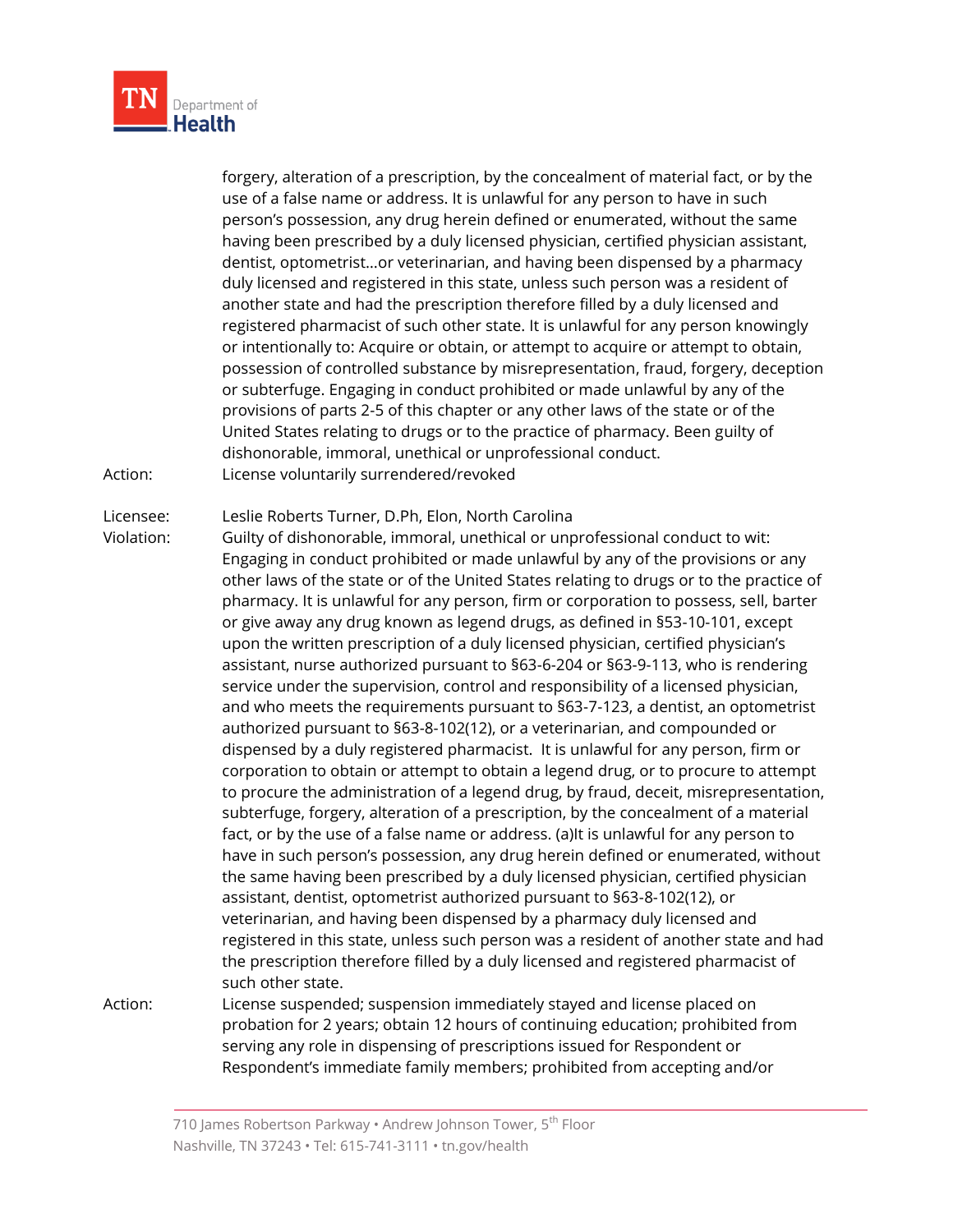forgery, alteration of a prescription, by the concealment of material fact, or by the use of a false name or address. It is unlawful for any person to have in such person's possession, any drug herein defined or enumerated, without the same having been prescribed by a duly licensed physician, certified physician assistant, dentist, optometrist…or veterinarian, and having been dispensed by a pharmacy duly licensed and registered in this state, unless such person was a resident of another state and had the prescription therefore filled by a duly licensed and registered pharmacist of such other state. It is unlawful for any person knowingly or intentionally to: Acquire or obtain, or attempt to acquire or attempt to obtain, possession of controlled substance by misrepresentation, fraud, forgery, deception or subterfuge. Engaging in conduct prohibited or made unlawful by any of the provisions of parts 2-5 of this chapter or any other laws of the state or of the United States relating to drugs or to the practice of pharmacy. Been guilty of dishonorable, immoral, unethical or unprofessional conduct.

Action: License voluntarily surrendered/revoked

Licensee: Leslie Roberts Turner, D.Ph, Elon, North Carolina

Violation: Guilty of dishonorable, immoral, unethical or unprofessional conduct to wit: Engaging in conduct prohibited or made unlawful by any of the provisions or any other laws of the state or of the United States relating to drugs or to the practice of pharmacy. It is unlawful for any person, firm or corporation to possess, sell, barter or give away any drug known as legend drugs, as defined in §53-10-101, except upon the written prescription of a duly licensed physician, certified physician's assistant, nurse authorized pursuant to §63-6-204 or §63-9-113, who is rendering service under the supervision, control and responsibility of a licensed physician, and who meets the requirements pursuant to §63-7-123, a dentist, an optometrist authorized pursuant to §63-8-102(12), or a veterinarian, and compounded or dispensed by a duly registered pharmacist. It is unlawful for any person, firm or corporation to obtain or attempt to obtain a legend drug, or to procure to attempt to procure the administration of a legend drug, by fraud, deceit, misrepresentation, subterfuge, forgery, alteration of a prescription, by the concealment of a material fact, or by the use of a false name or address. (a)It is unlawful for any person to have in such person's possession, any drug herein defined or enumerated, without the same having been prescribed by a duly licensed physician, certified physician assistant, dentist, optometrist authorized pursuant to §63-8-102(12), or veterinarian, and having been dispensed by a pharmacy duly licensed and registered in this state, unless such person was a resident of another state and had the prescription therefore filled by a duly licensed and registered pharmacist of such other state.

Action: License suspended; suspension immediately stayed and license placed on probation for 2 years; obtain 12 hours of continuing education; prohibited from serving any role in dispensing of prescriptions issued for Respondent or Respondent's immediate family members; prohibited from accepting and/or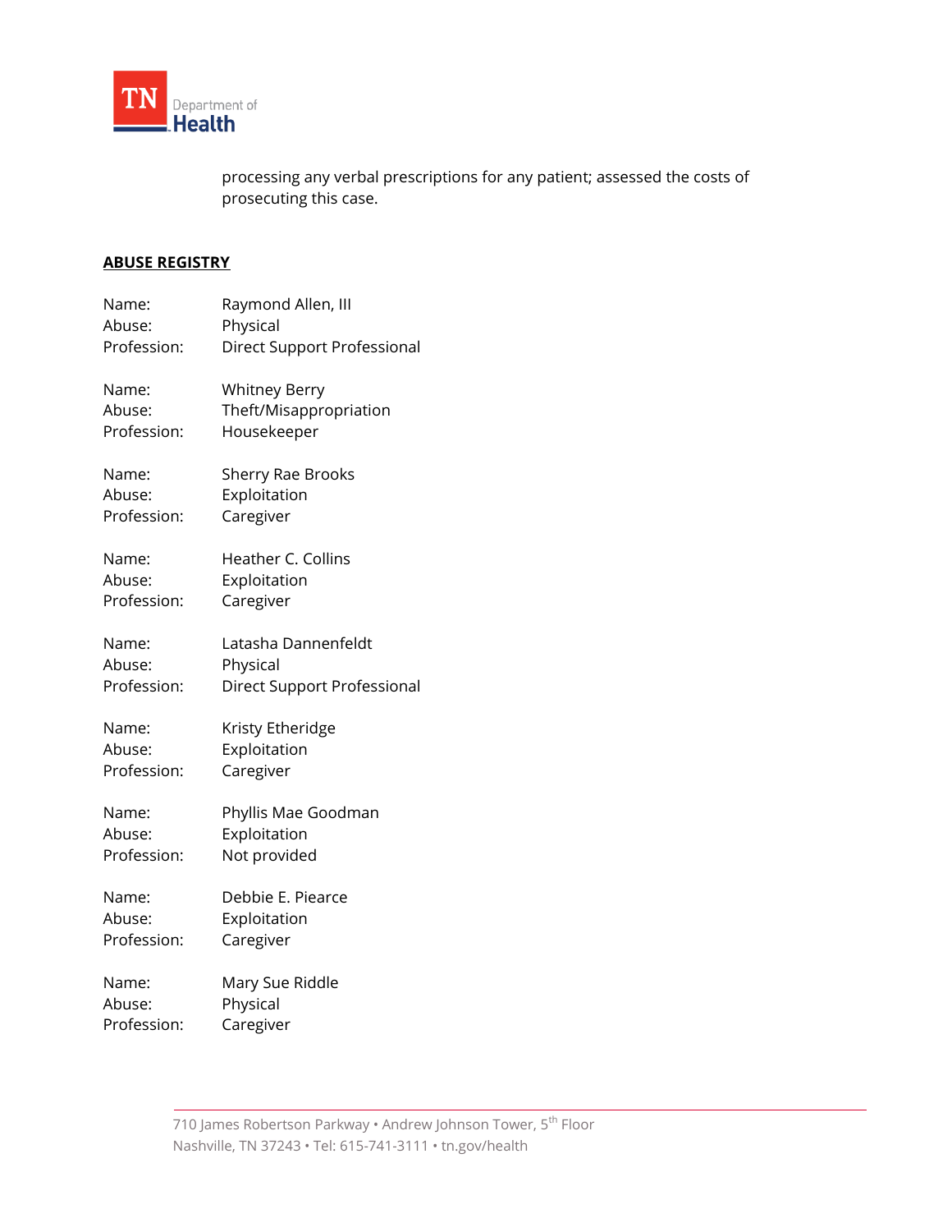processing any verbal prescriptions for any patient; assessed the costs of prosecuting this case.

**ABUSE REGISTRY**

| | |
|---|---|
| Name: | Raymond Allen, III |
| Abuse: | Physical |
| Profession: | Direct Support Professional |

| | |
|---|---|
| Name: | Whitney Berry |
| Abuse: | Theft/Misappropriation |
| Profession: | Housekeeper |

| | |
|---|---|
| Name: | Sherry Rae Brooks |
| Abuse: | Exploitation |
| Profession: | Caregiver |

| | |
|---|---|
| Name: | Heather C. Collins |
| Abuse: | Exploitation |
| Profession: | Caregiver |

| | |
|---|---|
| Name: | Latasha Dannenfeldt |
| Abuse: | Physical |
| Profession: | Direct Support Professional |

| | |
|---|---|
| Name: | Kristy Etheridge |
| Abuse: | Exploitation |
| Profession: | Caregiver |

| | |
|---|---|
| Name: | Phyllis Mae Goodman |
| Abuse: | Exploitation |
| Profession: | Not provided |

| | |
|---|---|
| Name: | Debbie E. Piearce |
| Abuse: | Exploitation |
| Profession: | Caregiver |

| | |
|---|---|
| Name: | Mary Sue Riddle |
| Abuse: | Physical |
| Profession: | Caregiver |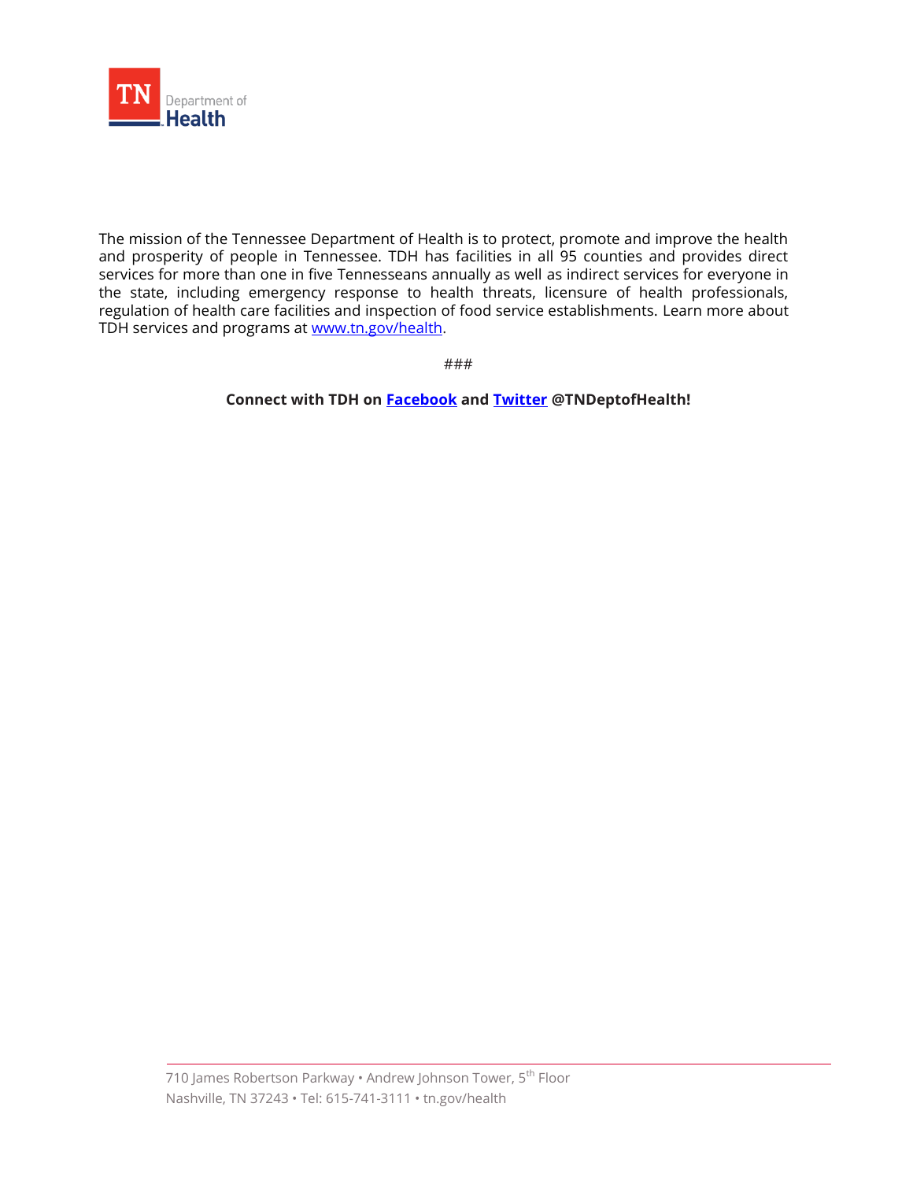The mission of the Tennessee Department of Health is to protect, promote and improve the health and prosperity of people in Tennessee. TDH has facilities in all 95 counties and provides direct services for more than one in five Tennesseans annually as well as indirect services for everyone in the state, including emergency response to health threats, licensure of health professionals, regulation of health care facilities and inspection of food service establishments. Learn more about TDH services and programs at www.tn.gov/health.

###

**Connect with TDH on Facebook and Twitter @TNDeptofHealth!**